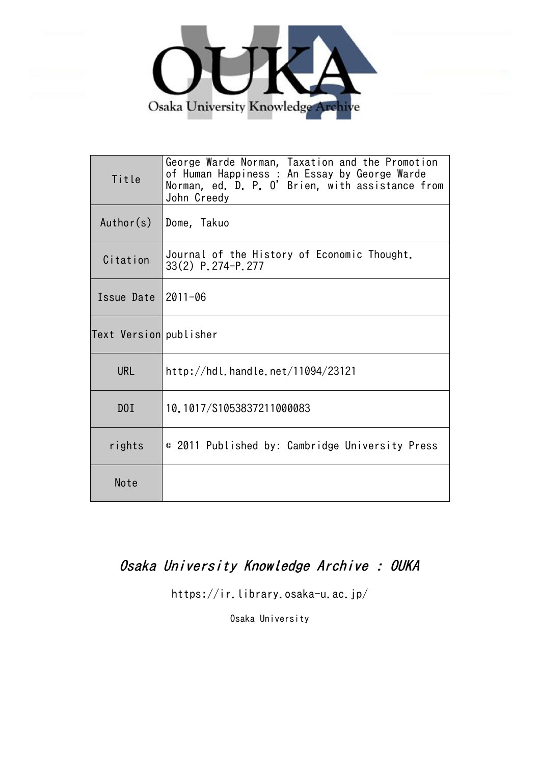Osaka University Knowledge Archive

| Title | George Warde Norman, Taxation and the Promotion of Human Happiness : An Essay by George Warde Norman, ed. D. P. O' Brien, with assistance from John Creedy |
| --- | --- |
| Author(s) | Dome, Takuo |
| Citation | Journal of the History of Economic Thought. 33(2) P.274-P.277 |
| Issue Date | 2011-06 |
| Text Version | publisher |
| URL | http://hdl.handle.net/11094/23121 |
| DOI | 10.1017/S1053837211000083 |
| rights | © 2011 Published by: Cambridge University Press |
| Note | |

*Osaka University Knowledge Archive : OUKA*

https://ir.library.osaka-u.ac.jp/

Osaka University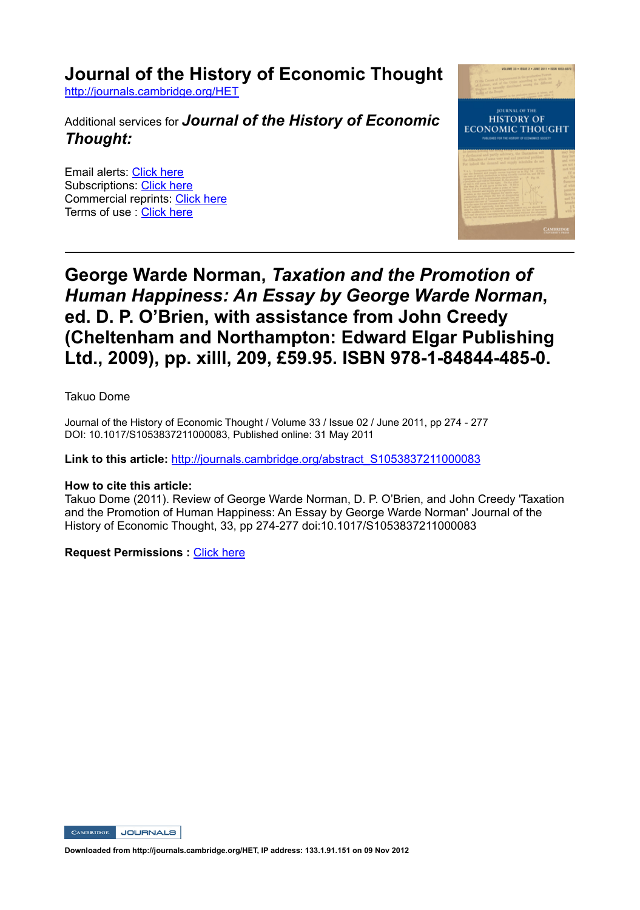# Journal of the History of Economic Thought

http://journals.cambridge.org/HET

Additional services for ***Journal of the History of Economic Thought:***

Email alerts: Click here
Subscriptions: Click here
Commercial reprints: Click here
Terms of use : Click here

---

# George Warde Norman, *Taxation and the Promotion of Human Happiness: An Essay by George Warde Norman*, ed. D. P. O'Brien, with assistance from John Creedy (Cheltenham and Northampton: Edward Elgar Publishing Ltd., 2009), pp. xiIII, 209, £59.95. ISBN 978-1-84844-485-0.

Takuo Dome

Journal of the History of Economic Thought / Volume 33 / Issue 02 / June 2011, pp 274 - 277
DOI: 10.1017/S1053837211000083, Published online: 31 May 2011

**Link to this article:** http://journals.cambridge.org/abstract_S1053837211000083

**How to cite this article:**
Takuo Dome (2011). Review of George Warde Norman, D. P. O'Brien, and John Creedy 'Taxation and the Promotion of Human Happiness: An Essay by George Warde Norman' Journal of the History of Economic Thought, 33, pp 274-277 doi:10.1017/S1053837211000083

**Request Permissions :** Click here

**Downloaded from http://journals.cambridge.org/HET, IP address: 133.1.91.151 on 09 Nov 2012**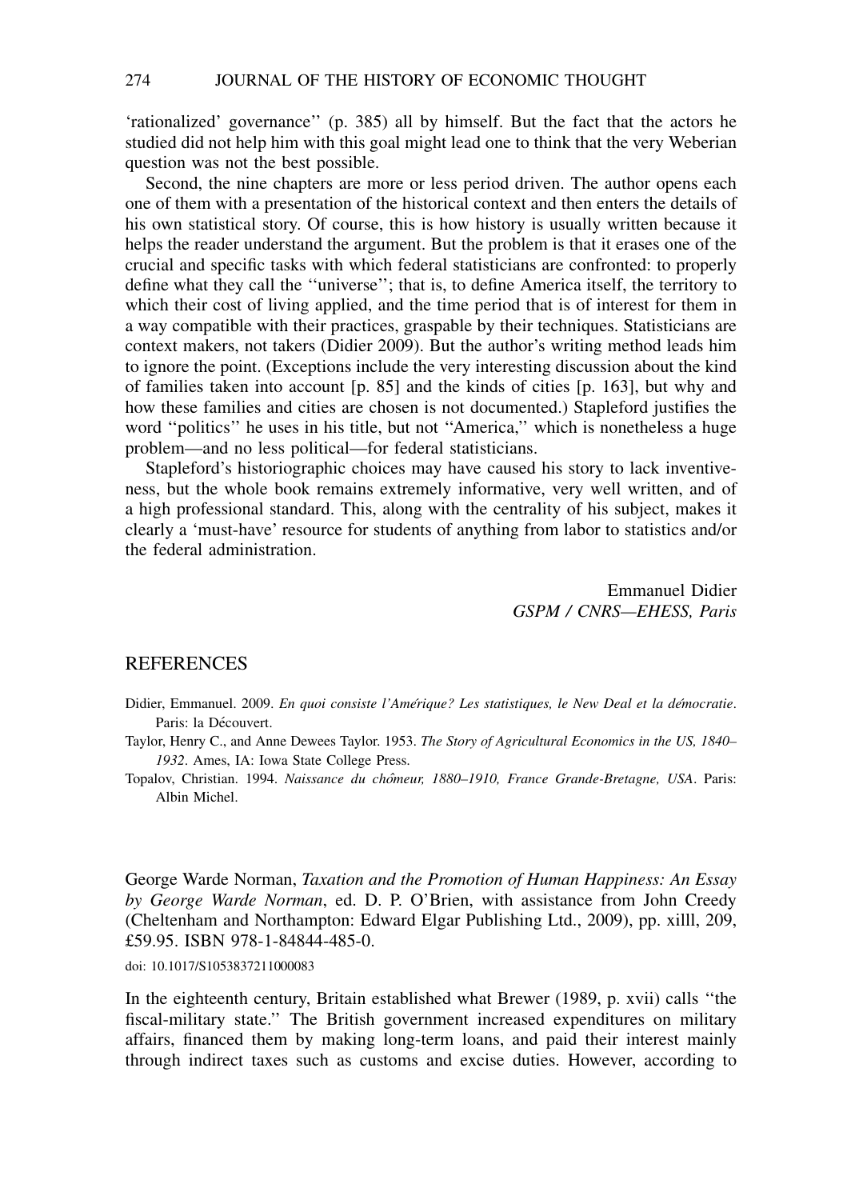'rationalized' governance'' (p. 385) all by himself. But the fact that the actors he studied did not help him with this goal might lead one to think that the very Weberian question was not the best possible.

Second, the nine chapters are more or less period driven. The author opens each one of them with a presentation of the historical context and then enters the details of his own statistical story. Of course, this is how history is usually written because it helps the reader understand the argument. But the problem is that it erases one of the crucial and specific tasks with which federal statisticians are confronted: to properly define what they call the ''universe''; that is, to define America itself, the territory to which their cost of living applied, and the time period that is of interest for them in a way compatible with their practices, graspable by their techniques. Statisticians are context makers, not takers (Didier 2009). But the author's writing method leads him to ignore the point. (Exceptions include the very interesting discussion about the kind of families taken into account [p. 85] and the kinds of cities [p. 163], but why and how these families and cities are chosen is not documented.) Stapleford justifies the word ''politics'' he uses in his title, but not ''America,'' which is nonetheless a huge problem—and no less political—for federal statisticians.

Stapleford's historiographic choices may have caused his story to lack inventiveness, but the whole book remains extremely informative, very well written, and of a high professional standard. This, along with the centrality of his subject, makes it clearly a 'must-have' resource for students of anything from labor to statistics and/or the federal administration.

Emmanuel Didier
*GSPM / CNRS—EHESS, Paris*

## REFERENCES

Didier, Emmanuel. 2009. *En quoi consiste l'Amérique? Les statistiques, le New Deal et la démocratie*. Paris: la Découvert.

Taylor, Henry C., and Anne Dewees Taylor. 1953. *The Story of Agricultural Economics in the US, 1840–1932*. Ames, IA: Iowa State College Press.

Topalov, Christian. 1994. *Naissance du chômeur, 1880–1910, France Grande-Bretagne, USA*. Paris: Albin Michel.

George Warde Norman, *Taxation and the Promotion of Human Happiness: An Essay by George Warde Norman*, ed. D. P. O'Brien, with assistance from John Creedy (Cheltenham and Northampton: Edward Elgar Publishing Ltd., 2009), pp. xilll, 209, £59.95. ISBN 978-1-84844-485-0.

doi: 10.1017/S1053837211000083

In the eighteenth century, Britain established what Brewer (1989, p. xvii) calls ''the fiscal-military state.'' The British government increased expenditures on military affairs, financed them by making long-term loans, and paid their interest mainly through indirect taxes such as customs and excise duties. However, according to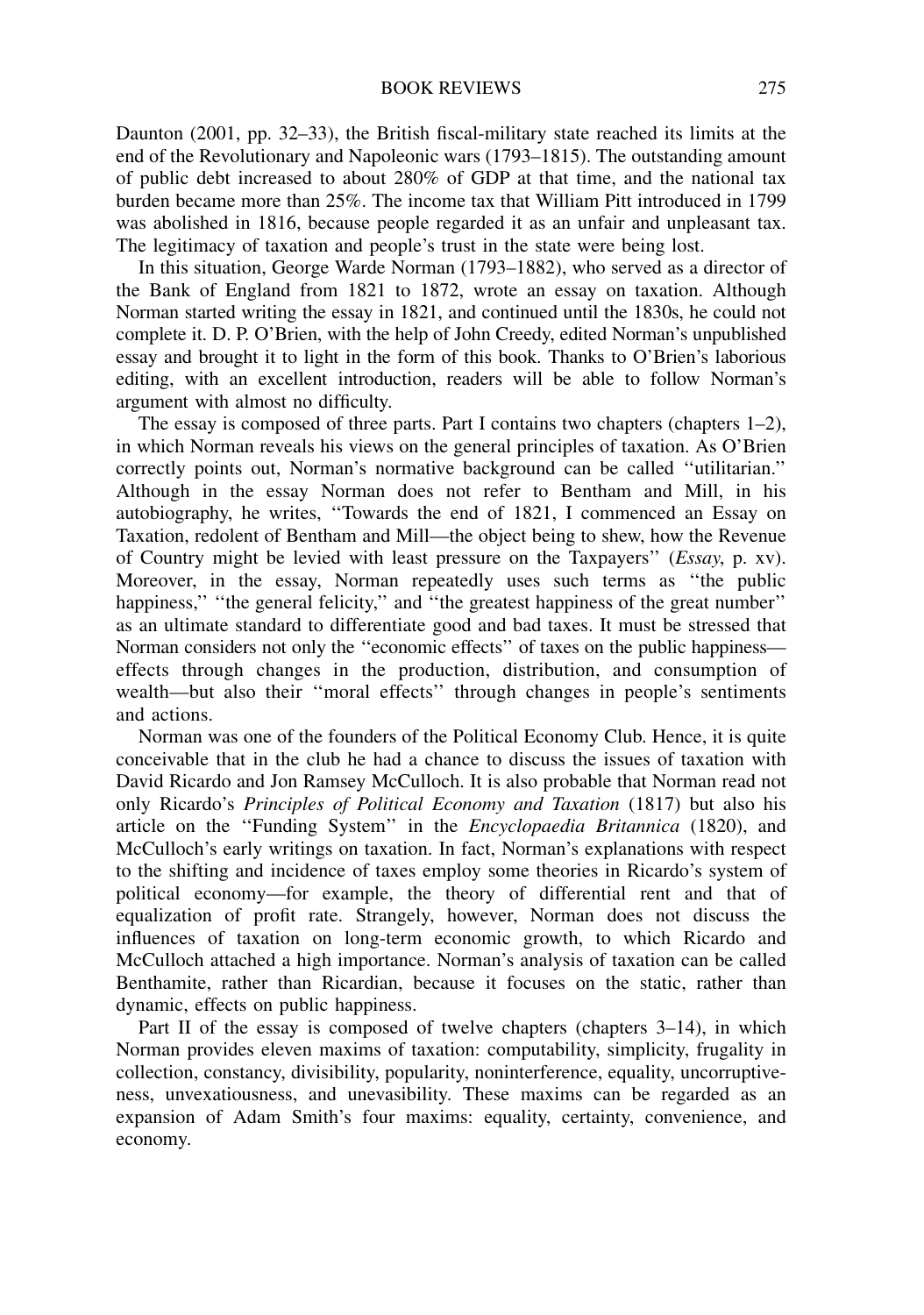Daunton (2001, pp. 32–33), the British fiscal-military state reached its limits at the end of the Revolutionary and Napoleonic wars (1793–1815). The outstanding amount of public debt increased to about 280% of GDP at that time, and the national tax burden became more than 25%. The income tax that William Pitt introduced in 1799 was abolished in 1816, because people regarded it as an unfair and unpleasant tax. The legitimacy of taxation and people's trust in the state were being lost.

In this situation, George Warde Norman (1793–1882), who served as a director of the Bank of England from 1821 to 1872, wrote an essay on taxation. Although Norman started writing the essay in 1821, and continued until the 1830s, he could not complete it. D. P. O'Brien, with the help of John Creedy, edited Norman's unpublished essay and brought it to light in the form of this book. Thanks to O'Brien's laborious editing, with an excellent introduction, readers will be able to follow Norman's argument with almost no difficulty.

The essay is composed of three parts. Part I contains two chapters (chapters 1–2), in which Norman reveals his views on the general principles of taxation. As O'Brien correctly points out, Norman's normative background can be called "utilitarian." Although in the essay Norman does not refer to Bentham and Mill, in his autobiography, he writes, "Towards the end of 1821, I commenced an Essay on Taxation, redolent of Bentham and Mill—the object being to shew, how the Revenue of Country might be levied with least pressure on the Taxpayers" (*Essay*, p. xv). Moreover, in the essay, Norman repeatedly uses such terms as "the public happiness," "the general felicity," and "the greatest happiness of the great number" as an ultimate standard to differentiate good and bad taxes. It must be stressed that Norman considers not only the "economic effects" of taxes on the public happiness—effects through changes in the production, distribution, and consumption of wealth—but also their "moral effects" through changes in people's sentiments and actions.

Norman was one of the founders of the Political Economy Club. Hence, it is quite conceivable that in the club he had a chance to discuss the issues of taxation with David Ricardo and Jon Ramsey McCulloch. It is also probable that Norman read not only Ricardo's *Principles of Political Economy and Taxation* (1817) but also his article on the "Funding System" in the *Encyclopaedia Britannica* (1820), and McCulloch's early writings on taxation. In fact, Norman's explanations with respect to the shifting and incidence of taxes employ some theories in Ricardo's system of political economy—for example, the theory of differential rent and that of equalization of profit rate. Strangely, however, Norman does not discuss the influences of taxation on long-term economic growth, to which Ricardo and McCulloch attached a high importance. Norman's analysis of taxation can be called Benthamite, rather than Ricardian, because it focuses on the static, rather than dynamic, effects on public happiness.

Part II of the essay is composed of twelve chapters (chapters 3–14), in which Norman provides eleven maxims of taxation: computability, simplicity, frugality in collection, constancy, divisibility, popularity, noninterference, equality, uncorruptiveness, unvexatiousness, and unevasibility. These maxims can be regarded as an expansion of Adam Smith's four maxims: equality, certainty, convenience, and economy.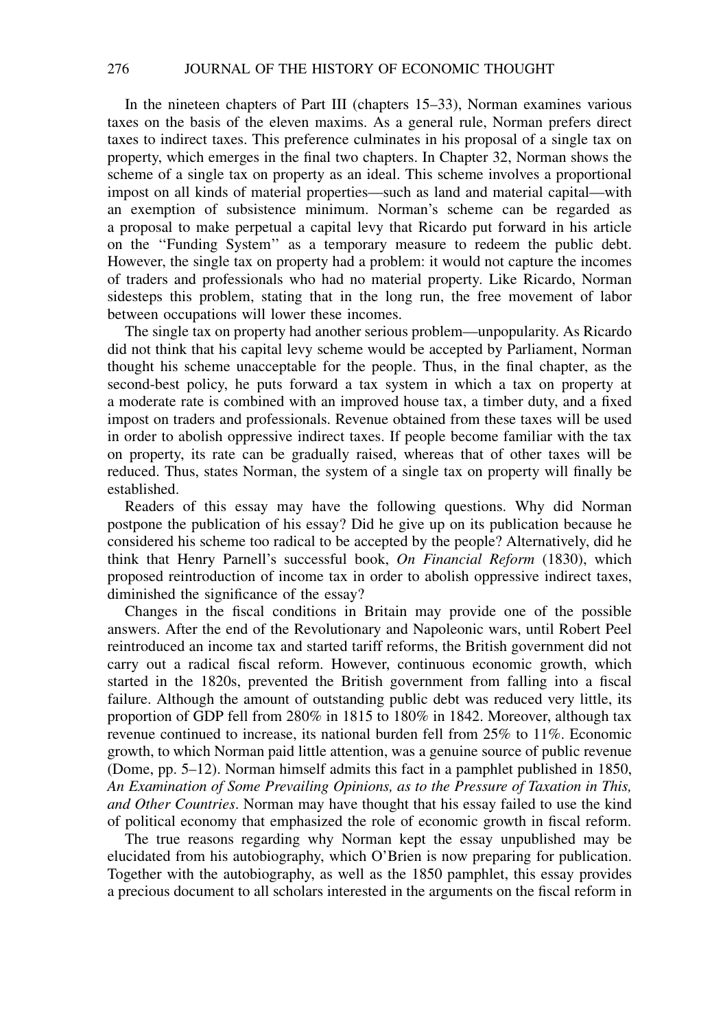In the nineteen chapters of Part III (chapters 15–33), Norman examines various taxes on the basis of the eleven maxims. As a general rule, Norman prefers direct taxes to indirect taxes. This preference culminates in his proposal of a single tax on property, which emerges in the final two chapters. In Chapter 32, Norman shows the scheme of a single tax on property as an ideal. This scheme involves a proportional impost on all kinds of material properties—such as land and material capital—with an exemption of subsistence minimum. Norman's scheme can be regarded as a proposal to make perpetual a capital levy that Ricardo put forward in his article on the ''Funding System'' as a temporary measure to redeem the public debt. However, the single tax on property had a problem: it would not capture the incomes of traders and professionals who had no material property. Like Ricardo, Norman sidesteps this problem, stating that in the long run, the free movement of labor between occupations will lower these incomes.

The single tax on property had another serious problem—unpopularity. As Ricardo did not think that his capital levy scheme would be accepted by Parliament, Norman thought his scheme unacceptable for the people. Thus, in the final chapter, as the second-best policy, he puts forward a tax system in which a tax on property at a moderate rate is combined with an improved house tax, a timber duty, and a fixed impost on traders and professionals. Revenue obtained from these taxes will be used in order to abolish oppressive indirect taxes. If people become familiar with the tax on property, its rate can be gradually raised, whereas that of other taxes will be reduced. Thus, states Norman, the system of a single tax on property will finally be established.

Readers of this essay may have the following questions. Why did Norman postpone the publication of his essay? Did he give up on its publication because he considered his scheme too radical to be accepted by the people? Alternatively, did he think that Henry Parnell's successful book, *On Financial Reform* (1830), which proposed reintroduction of income tax in order to abolish oppressive indirect taxes, diminished the significance of the essay?

Changes in the fiscal conditions in Britain may provide one of the possible answers. After the end of the Revolutionary and Napoleonic wars, until Robert Peel reintroduced an income tax and started tariff reforms, the British government did not carry out a radical fiscal reform. However, continuous economic growth, which started in the 1820s, prevented the British government from falling into a fiscal failure. Although the amount of outstanding public debt was reduced very little, its proportion of GDP fell from 280% in 1815 to 180% in 1842. Moreover, although tax revenue continued to increase, its national burden fell from 25% to 11%. Economic growth, to which Norman paid little attention, was a genuine source of public revenue (Dome, pp. 5–12). Norman himself admits this fact in a pamphlet published in 1850, *An Examination of Some Prevailing Opinions, as to the Pressure of Taxation in This, and Other Countries*. Norman may have thought that his essay failed to use the kind of political economy that emphasized the role of economic growth in fiscal reform.

The true reasons regarding why Norman kept the essay unpublished may be elucidated from his autobiography, which O'Brien is now preparing for publication. Together with the autobiography, as well as the 1850 pamphlet, this essay provides a precious document to all scholars interested in the arguments on the fiscal reform in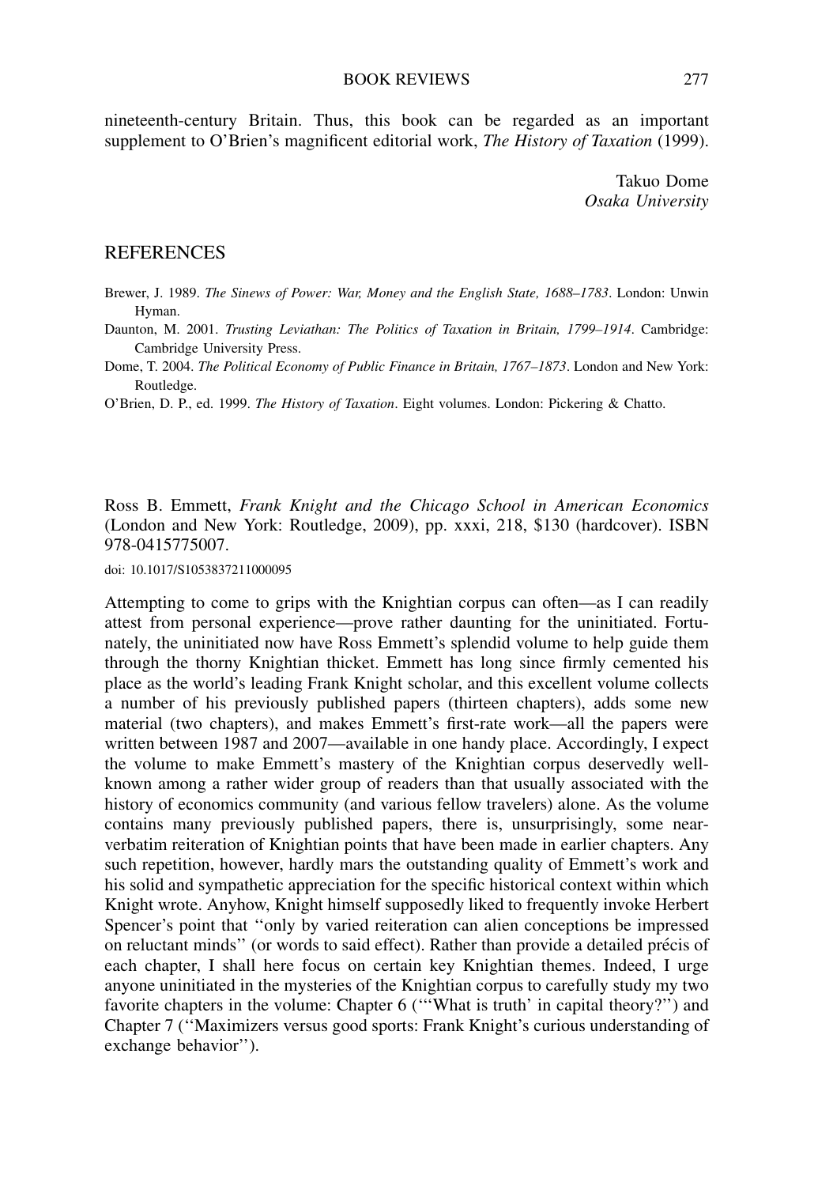nineteenth-century Britain. Thus, this book can be regarded as an important supplement to O'Brien's magnificent editorial work, *The History of Taxation* (1999).

Takuo Dome
*Osaka University*

## REFERENCES

Brewer, J. 1989. *The Sinews of Power: War, Money and the English State, 1688–1783*. London: Unwin Hyman.

Daunton, M. 2001. *Trusting Leviathan: The Politics of Taxation in Britain, 1799–1914*. Cambridge: Cambridge University Press.

Dome, T. 2004. *The Political Economy of Public Finance in Britain, 1767–1873*. London and New York: Routledge.

O'Brien, D. P., ed. 1999. *The History of Taxation*. Eight volumes. London: Pickering & Chatto.

Ross B. Emmett, *Frank Knight and the Chicago School in American Economics* (London and New York: Routledge, 2009), pp. xxxi, 218, $130 (hardcover). ISBN 978-0415775007.

doi: 10.1017/S1053837211000095

Attempting to come to grips with the Knightian corpus can often—as I can readily attest from personal experience—prove rather daunting for the uninitiated. Fortunately, the uninitiated now have Ross Emmett's splendid volume to help guide them through the thorny Knightian thicket. Emmett has long since firmly cemented his place as the world's leading Frank Knight scholar, and this excellent volume collects a number of his previously published papers (thirteen chapters), adds some new material (two chapters), and makes Emmett's first-rate work—all the papers were written between 1987 and 2007—available in one handy place. Accordingly, I expect the volume to make Emmett's mastery of the Knightian corpus deservedly well-known among a rather wider group of readers than that usually associated with the history of economics community (and various fellow travelers) alone. As the volume contains many previously published papers, there is, unsurprisingly, some near-verbatim reiteration of Knightian points that have been made in earlier chapters. Any such repetition, however, hardly mars the outstanding quality of Emmett's work and his solid and sympathetic appreciation for the specific historical context within which Knight wrote. Anyhow, Knight himself supposedly liked to frequently invoke Herbert Spencer's point that "only by varied reiteration can alien conceptions be impressed on reluctant minds" (or words to said effect). Rather than provide a detailed précis of each chapter, I shall here focus on certain key Knightian themes. Indeed, I urge anyone uninitiated in the mysteries of the Knightian corpus to carefully study my two favorite chapters in the volume: Chapter 6 ("'What is truth' in capital theory?") and Chapter 7 ("Maximizers versus good sports: Frank Knight's curious understanding of exchange behavior").